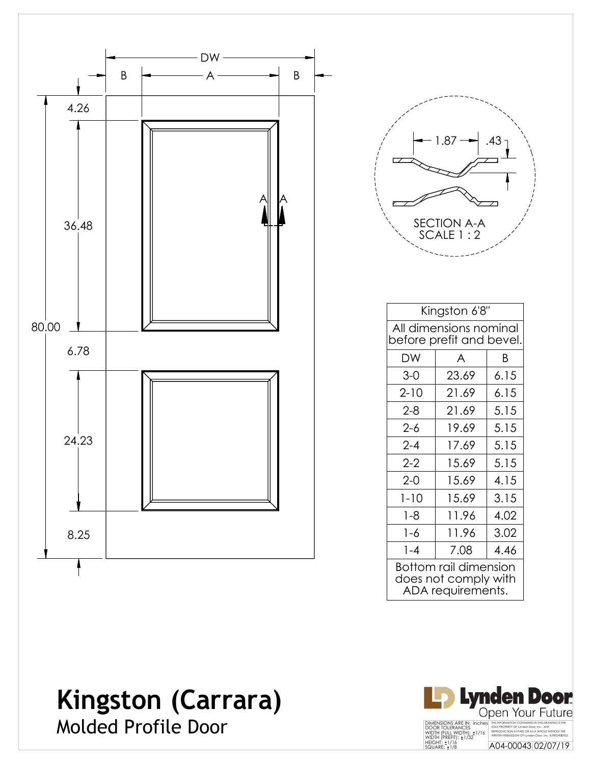DW

B A B

4.26

36.48

80.00

6.78

24.23

8.25

A A

1.87 .43

SECTION A-A
SCALE 1 : 2

| Kingston 6'8" | | |
|---|---|---|
| All dimensions nominal before prefit and bevel. | | |
| DW | A | B |
| 3-0 | 23.69 | 6.15 |
| 2-10 | 21.69 | 6.15 |
| 2-8 | 21.69 | 5.15 |
| 2-6 | 19.69 | 5.15 |
| 2-4 | 17.69 | 5.15 |
| 2-2 | 15.69 | 5.15 |
| 2-0 | 15.69 | 4.15 |
| 1-10 | 15.69 | 3.15 |
| 1-8 | 11.96 | 4.02 |
| 1-6 | 11.96 | 3.02 |
| 1-4 | 7.08 | 4.46 |
| Bottom rail dimension does not comply with ADA requirements. | | |

# Kingston (Carrara)

## Molded Profile Door

Lynden Door
Open Your Future

DIMENSIONS ARE IN: Inches
DOOR TOLERANCES
WIDTH (FULL WIDTH): ±1/16
WIDTH (PREFIT): ±1/32
HEIGHT: ±1/16
SQUARE: ±1/8

THE INFORMATION CONTAINED IN THIS DRAWING IS THE SOLE PROPERTY OF Lynden Door, Inc. ANY REPRODUCTION IN PART OR AS A WHOLE WITHOUT THE WRITTEN PERMISSION OF Lynden Door, Inc. IS PROHIBITED.

A04-00043 02/07/19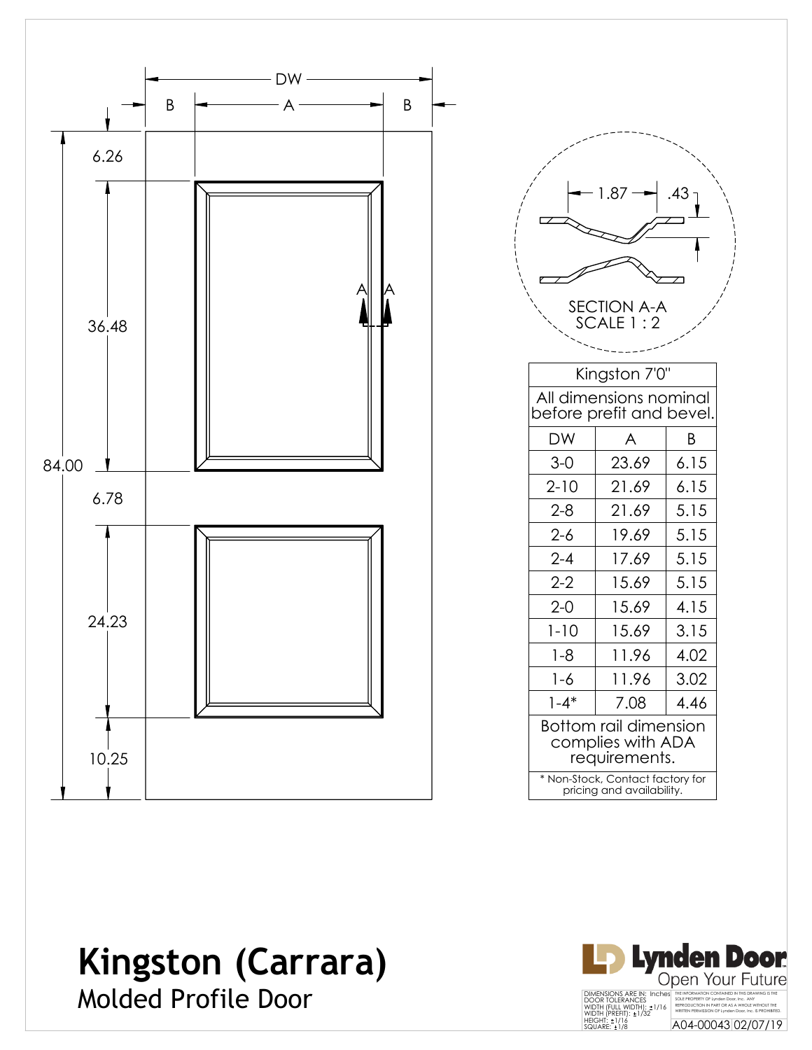DW

B A B

6.26

36.48

84.00

6.78

24.23

10.25

A A

1.87 .43

SECTION A-A
SCALE 1 : 2

| Kingston 7'0" | | |
|---|---|---|
| All dimensions nominal before prefit and bevel. | | |
| DW | A | B |
| 3-0 | 23.69 | 6.15 |
| 2-10 | 21.69 | 6.15 |
| 2-8 | 21.69 | 5.15 |
| 2-6 | 19.69 | 5.15 |
| 2-4 | 17.69 | 5.15 |
| 2-2 | 15.69 | 5.15 |
| 2-0 | 15.69 | 4.15 |
| 1-10 | 15.69 | 3.15 |
| 1-8 | 11.96 | 4.02 |
| 1-6 | 11.96 | 3.02 |
| 1-4* | 7.08 | 4.46 |
| Bottom rail dimension complies with ADA requirements. | | |
| * Non-Stock, Contact factory for pricing and availability. | | |

# Kingston (Carrara)

## Molded Profile Door

Lynden Door
Open Your Future

DIMENSIONS ARE IN: Inches
DOOR TOLERANCES
WIDTH (FULL WIDTH): ±1/16
WIDTH (PREFIT): ±1/32
HEIGHT: ±1/16
SQUARE: ±1/8

THE INFORMATION CONTAINED IN THIS DRAWING IS THE SOLE PROPERTY OF Lynden Door, Inc. ANY REPRODUCTION IN PART OR AS A WHOLE WITHOUT THE WRITTEN PERMISSION OF Lynden Door, Inc. IS PROHIBITED.

A04-00043 02/07/19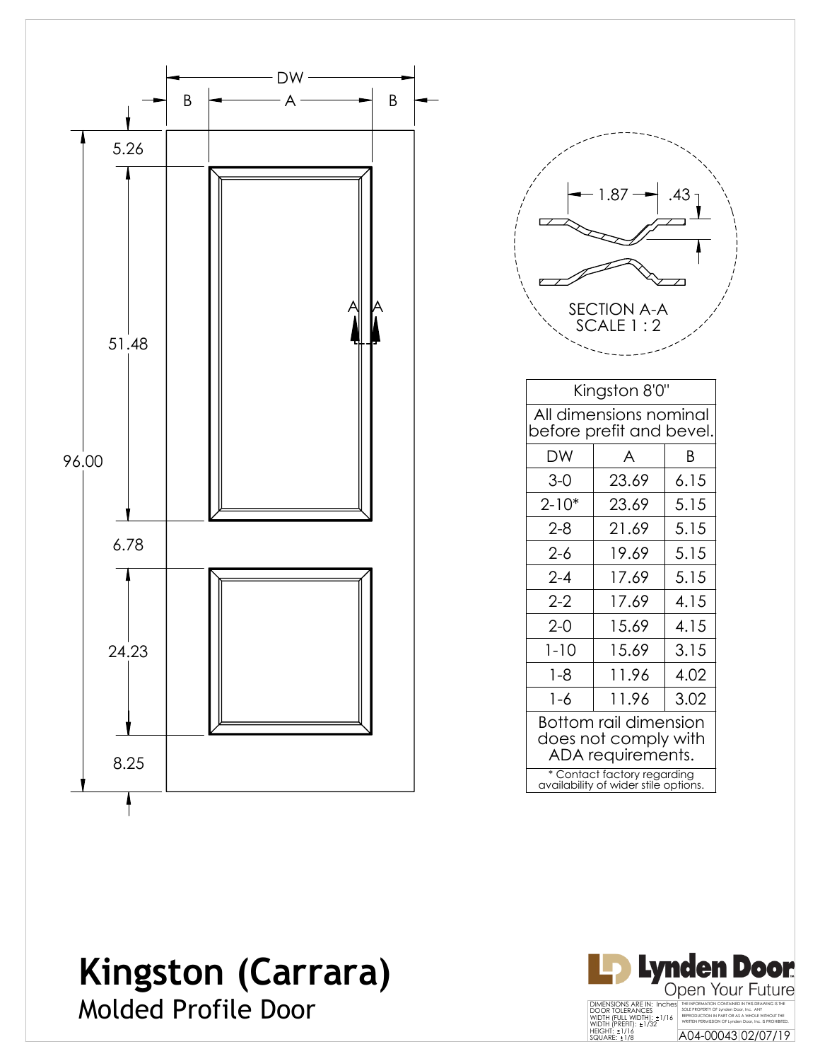DW

B | A | B

5.26

51.48

96.00

6.78

24.23

8.25

1.87 .43

SECTION A-A
SCALE 1 : 2

| Kingston 8'0" | | |
|---|---|---|
| All dimensions nominal before prefit and bevel. | | |
| DW | A | B |
| 3-0 | 23.69 | 6.15 |
| 2-10* | 23.69 | 5.15 |
| 2-8 | 21.69 | 5.15 |
| 2-6 | 19.69 | 5.15 |
| 2-4 | 17.69 | 5.15 |
| 2-2 | 17.69 | 4.15 |
| 2-0 | 15.69 | 4.15 |
| 1-10 | 15.69 | 3.15 |
| 1-8 | 11.96 | 4.02 |
| 1-6 | 11.96 | 3.02 |
| Bottom rail dimension does not comply with ADA requirements. | | |
| * Contact factory regarding availability of wider stile options. | | |

# Kingston (Carrara)

## Molded Profile Door

Lynden Door
Open Your Future

DIMENSIONS ARE IN: Inches
DOOR TOLERANCES
WIDTH (FULL WIDTH): ±1/16
WIDTH (PREFIT): ±1/32
HEIGHT: ±1/16
SQUARE: ±1/8

THE INFORMATION CONTAINED IN THIS DRAWING IS THE SOLE PROPERTY OF Lynden Door, Inc. ANY REPRODUCTION IN PART OR AS A WHOLE WITHOUT THE WRITTEN PERMISSION OF Lynden Door, Inc. IS PROHIBITED.

A04-00043 02/07/19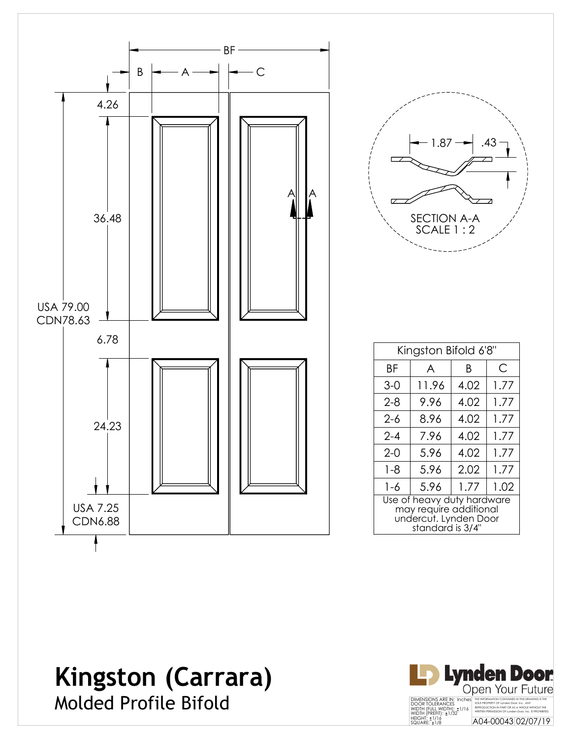# Kingston (Carrara)

## Molded Profile Bifold

BF

B A C

4.26

36.48

USA 79.00
CDN78.63

6.78

24.23

USA 7.25
CDN6.88

A A

1.87 .43

SECTION A-A
SCALE 1 : 2

| Kingston Bifold 6'8" | | | |
|---|---|---|---|
| BF | A | B | C |
| 3-0 | 11.96 | 4.02 | 1.77 |
| 2-8 | 9.96 | 4.02 | 1.77 |
| 2-6 | 8.96 | 4.02 | 1.77 |
| 2-4 | 7.96 | 4.02 | 1.77 |
| 2-0 | 5.96 | 4.02 | 1.77 |
| 1-8 | 5.96 | 2.02 | 1.77 |
| 1-6 | 5.96 | 1.77 | 1.02 |
| Use of heavy duty hardware may require additional undercut. Lynden Door standard is 3/4" | | | |

Lynden Door
Open Your Future

DIMENSIONS ARE IN: Inches
DOOR TOLERANCES
WIDTH (FULL WIDTH): ±1/16
WIDTH (PREFIT): ±1/32
HEIGHT: ±1/16
SQUARE: ±1/8

THE INFORMATION CONTAINED IN THIS DRAWING IS THE SOLE PROPERTY OF Lynden Door, Inc. ANY REPRODUCTION IN PART OR AS A WHOLE WITHOUT THE WRITTEN PERMISSION OF Lynden Door, Inc. IS PROHIBITED.

A04-00043 02/07/19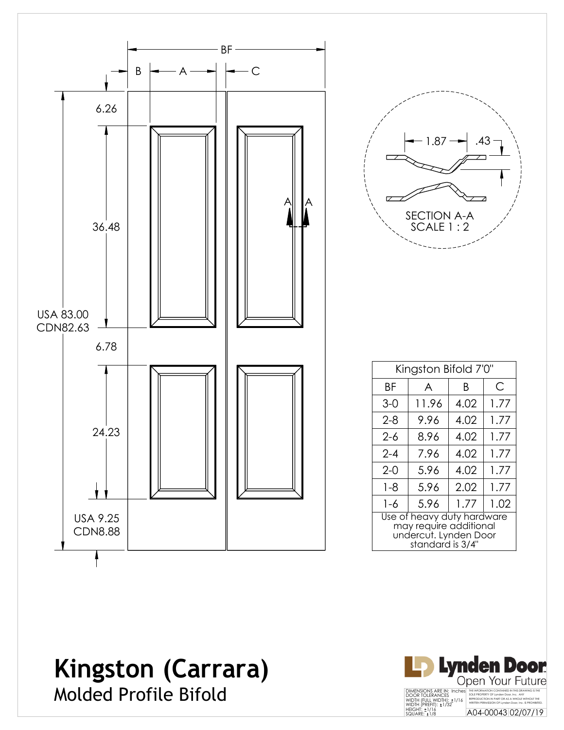BF

B — A — C

6.26

36.48

USA 83.00
CDN82.63

6.78

24.23

USA 9.25
CDN8.88

A A

1.87 .43

SECTION A-A
SCALE 1 : 2

| Kingston Bifold 7'0" | | | |
|---|---|---|---|
| BF | A | B | C |
| 3-0 | 11.96 | 4.02 | 1.77 |
| 2-8 | 9.96 | 4.02 | 1.77 |
| 2-6 | 8.96 | 4.02 | 1.77 |
| 2-4 | 7.96 | 4.02 | 1.77 |
| 2-0 | 5.96 | 4.02 | 1.77 |
| 1-8 | 5.96 | 2.02 | 1.77 |
| 1-6 | 5.96 | 1.77 | 1.02 |
| Use of heavy duty hardware may require additional undercut. Lynden Door standard is 3/4" | | | |

# Kingston (Carrara)

## Molded Profile Bifold

Lynden Door
Open Your Future

DIMENSIONS ARE IN: Inches
DOOR TOLERANCES
WIDTH (FULL WIDTH): ±1/16
WIDTH (PREFIT): ±1/32
HEIGHT: ±1/16
SQUARE: ±1/8

THE INFORMATION CONTAINED IN THIS DRAWING IS THE SOLE PROPERTY OF Lynden Door, Inc. ANY REPRODUCTION IN PART OR AS A WHOLE WITHOUT THE WRITTEN PERMISSION OF Lynden Door, Inc. IS PROHIBITED.

A04-00043 02/07/19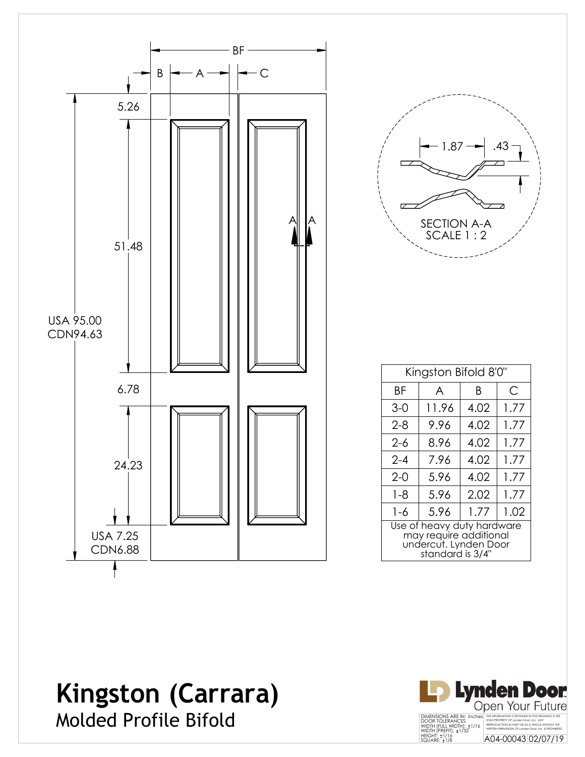BF

B A C

5.26

51.48

USA 95.00
CDN94.63

6.78

24.23

USA 7.25
CDN6.88

A A

1.87 .43

SECTION A-A
SCALE 1 : 2

| Kingston Bifold 8'0" | | | |
|---|---|---|---|
| BF | A | B | C |
| 3-0 | 11.96 | 4.02 | 1.77 |
| 2-8 | 9.96 | 4.02 | 1.77 |
| 2-6 | 8.96 | 4.02 | 1.77 |
| 2-4 | 7.96 | 4.02 | 1.77 |
| 2-0 | 5.96 | 4.02 | 1.77 |
| 1-8 | 5.96 | 2.02 | 1.77 |
| 1-6 | 5.96 | 1.77 | 1.02 |
| Use of heavy duty hardware may require additional undercut. Lynden Door standard is 3/4" | | | |

# Kingston (Carrara)
## Molded Profile Bifold

Lynden Door
Open Your Future

DIMENSIONS ARE IN: Inches
DOOR TOLERANCES
WIDTH (FULL WIDTH): ±1/16
WIDTH (PREFIT): ±1/32
HEIGHT: ±1/16
SQUARE: ±1/8

THE INFORMATION CONTAINED IN THIS DRAWING IS THE SOLE PROPERTY OF Lynden Door, Inc. ANY REPRODUCTION IN PART OR AS A WHOLE WITHOUT THE WRITTEN PERMISSION OF Lynden Door, Inc. IS PROHIBITED.

A04-00043 02/07/19